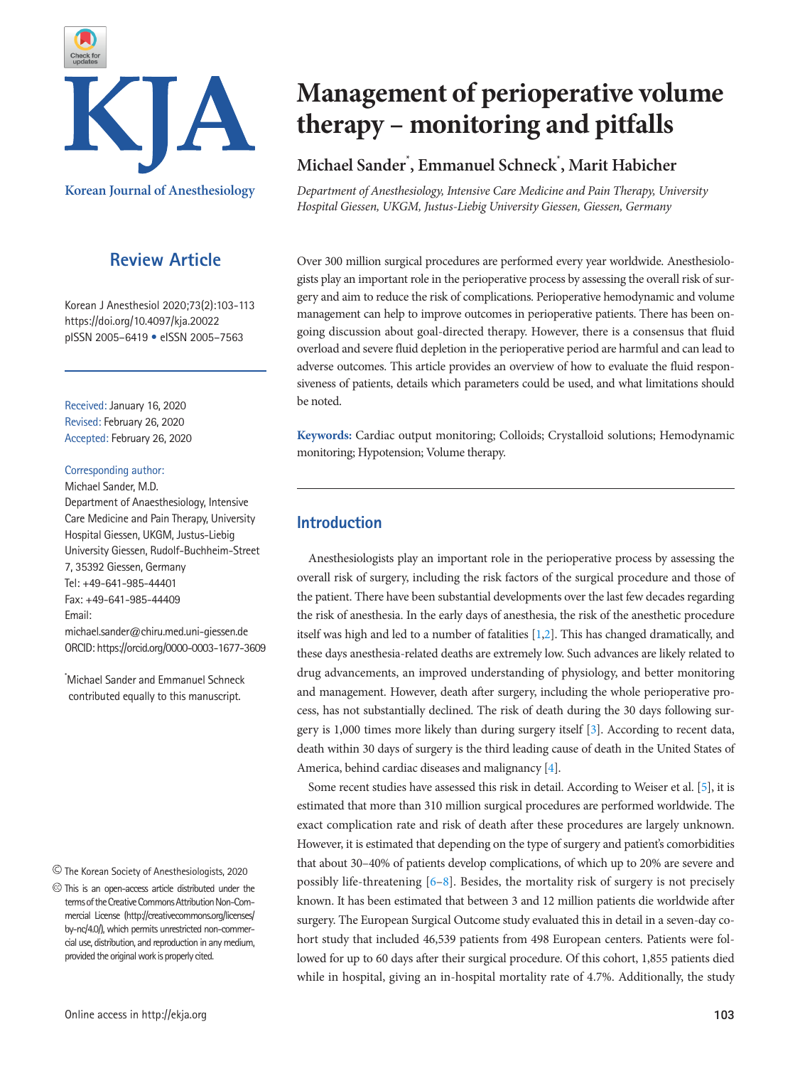# Management of perioperative volume therapy – monitoring and pitfalls

**Michael Sander***, **Emmanuel Schneck***, **Marit Habicher**

*Department of Anesthesiology, Intensive Care Medicine and Pain Therapy, University Hospital Giessen, UKGM, Justus-Liebig University Giessen, Giessen, Germany*

**Review Article**

Korean J Anesthesiol 2020;73(2):103-113
https://doi.org/10.4097/kja.20022
pISSN 2005–6419 • eISSN 2005–7563

Received: January 16, 2020
Revised: February 26, 2020
Accepted: February 26, 2020

Corresponding author:
Michael Sander, M.D.
Department of Anaesthesiology, Intensive Care Medicine and Pain Therapy, University Hospital Giessen, UKGM, Justus-Liebig University Giessen, Rudolf-Buchheim-Street 7, 35392 Giessen, Germany
Tel: +49-641-985-44401
Fax: +49-641-985-44409
Email: michael.sander@chiru.med.uni-giessen.de
ORCID: https://orcid.org/0000-0003-1677-3609

*Michael Sander and Emmanuel Schneck contributed equally to this manuscript.

© The Korean Society of Anesthesiologists, 2020

This is an open-access article distributed under the terms of the Creative Commons Attribution Non-Commercial License (http://creativecommons.org/licenses/by-nc/4.0/), which permits unrestricted non-commercial use, distribution, and reproduction in any medium, provided the original work is properly cited.

Over 300 million surgical procedures are performed every year worldwide. Anesthesiologists play an important role in the perioperative process by assessing the overall risk of surgery and aim to reduce the risk of complications. Perioperative hemodynamic and volume management can help to improve outcomes in perioperative patients. There has been ongoing discussion about goal-directed therapy. However, there is a consensus that fluid overload and severe fluid depletion in the perioperative period are harmful and can lead to adverse outcomes. This article provides an overview of how to evaluate the fluid responsiveness of patients, details which parameters could be used, and what limitations should be noted.

**Keywords:** Cardiac output monitoring; Colloids; Crystalloid solutions; Hemodynamic monitoring; Hypotension; Volume therapy.

## Introduction

Anesthesiologists play an important role in the perioperative process by assessing the overall risk of surgery, including the risk factors of the surgical procedure and those of the patient. There have been substantial developments over the last few decades regarding the risk of anesthesia. In the early days of anesthesia, the risk of the anesthetic procedure itself was high and led to a number of fatalities [1,2]. This has changed dramatically, and these days anesthesia-related deaths are extremely low. Such advances are likely related to drug advancements, an improved understanding of physiology, and better monitoring and management. However, death after surgery, including the whole perioperative process, has not substantially declined. The risk of death during the 30 days following surgery is 1,000 times more likely than during surgery itself [3]. According to recent data, death within 30 days of surgery is the third leading cause of death in the United States of America, behind cardiac diseases and malignancy [4].

Some recent studies have assessed this risk in detail. According to Weiser et al. [5], it is estimated that more than 310 million surgical procedures are performed worldwide. The exact complication rate and risk of death after these procedures are largely unknown. However, it is estimated that depending on the type of surgery and patient's comorbidities that about 30–40% of patients develop complications, of which up to 20% are severe and possibly life-threatening [6–8]. Besides, the mortality risk of surgery is not precisely known. It has been estimated that between 3 and 12 million patients die worldwide after surgery. The European Surgical Outcome study evaluated this in detail in a seven-day cohort study that included 46,539 patients from 498 European centers. Patients were followed for up to 60 days after their surgical procedure. Of this cohort, 1,855 patients died while in hospital, giving an in-hospital mortality rate of 4.7%. Additionally, the study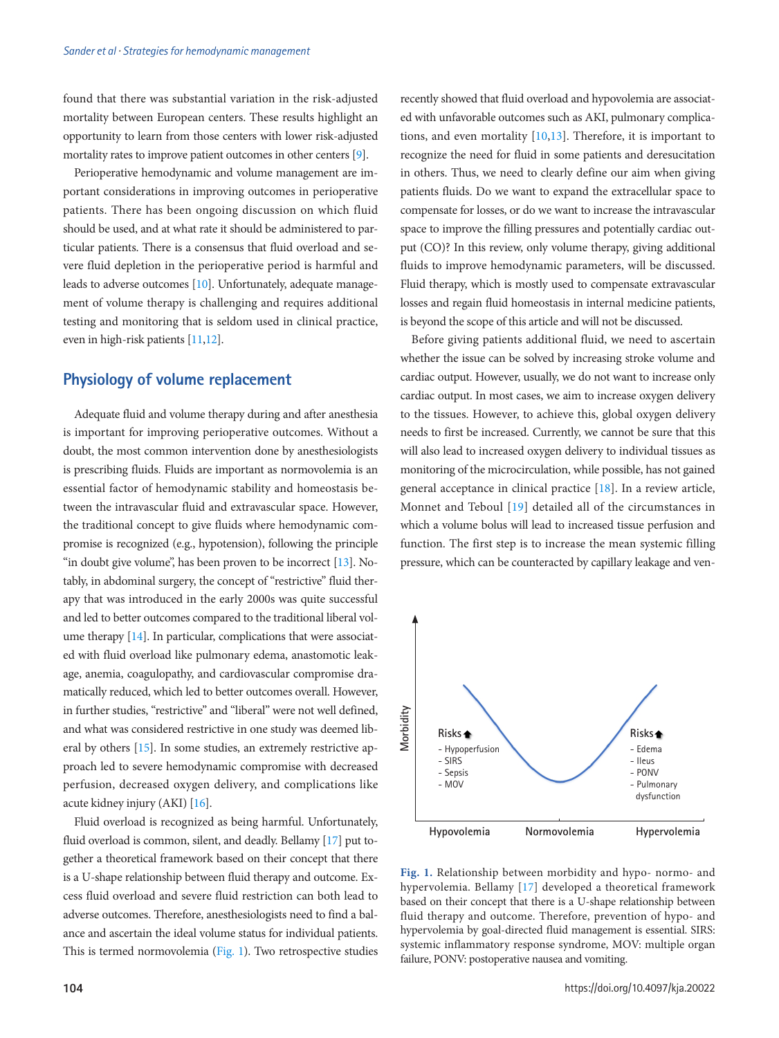found that there was substantial variation in the risk-adjusted mortality between European centers. These results highlight an opportunity to learn from those centers with lower risk-adjusted mortality rates to improve patient outcomes in other centers [9].

Perioperative hemodynamic and volume management are important considerations in improving outcomes in perioperative patients. There has been ongoing discussion on which fluid should be used, and at what rate it should be administered to particular patients. There is a consensus that fluid overload and severe fluid depletion in the perioperative period is harmful and leads to adverse outcomes [10]. Unfortunately, adequate management of volume therapy is challenging and requires additional testing and monitoring that is seldom used in clinical practice, even in high-risk patients [11,12].

## Physiology of volume replacement

Adequate fluid and volume therapy during and after anesthesia is important for improving perioperative outcomes. Without a doubt, the most common intervention done by anesthesiologists is prescribing fluids. Fluids are important as normovolemia is an essential factor of hemodynamic stability and homeostasis between the intravascular fluid and extravascular space. However, the traditional concept to give fluids where hemodynamic compromise is recognized (e.g., hypotension), following the principle "in doubt give volume", has been proven to be incorrect [13]. Notably, in abdominal surgery, the concept of "restrictive" fluid therapy that was introduced in the early 2000s was quite successful and led to better outcomes compared to the traditional liberal volume therapy [14]. In particular, complications that were associated with fluid overload like pulmonary edema, anastomotic leakage, anemia, coagulopathy, and cardiovascular compromise dramatically reduced, which led to better outcomes overall. However, in further studies, "restrictive" and "liberal" were not well defined, and what was considered restrictive in one study was deemed liberal by others [15]. In some studies, an extremely restrictive approach led to severe hemodynamic compromise with decreased perfusion, decreased oxygen delivery, and complications like acute kidney injury (AKI) [16].

Fluid overload is recognized as being harmful. Unfortunately, fluid overload is common, silent, and deadly. Bellamy [17] put together a theoretical framework based on their concept that there is a U-shape relationship between fluid therapy and outcome. Excess fluid overload and severe fluid restriction can both lead to adverse outcomes. Therefore, anesthesiologists need to find a balance and ascertain the ideal volume status for individual patients. This is termed normovolemia (Fig. 1). Two retrospective studies recently showed that fluid overload and hypovolemia are associated with unfavorable outcomes such as AKI, pulmonary complications, and even mortality [10,13]. Therefore, it is important to recognize the need for fluid in some patients and deresucitation in others. Thus, we need to clearly define our aim when giving patients fluids. Do we want to expand the extracellular space to compensate for losses, or do we want to increase the intravascular space to improve the filling pressures and potentially cardiac output (CO)? In this review, only volume therapy, giving additional fluids to improve hemodynamic parameters, will be discussed. Fluid therapy, which is mostly used to compensate extravascular losses and regain fluid homeostasis in internal medicine patients, is beyond the scope of this article and will not be discussed.

Before giving patients additional fluid, we need to ascertain whether the issue can be solved by increasing stroke volume and cardiac output. However, usually, we do not want to increase only cardiac output. In most cases, we aim to increase oxygen delivery to the tissues. However, to achieve this, global oxygen delivery needs to first be increased. Currently, we cannot be sure that this will also lead to increased oxygen delivery to individual tissues as monitoring of the microcirculation, while possible, has not gained general acceptance in clinical practice [18]. In a review article, Monnet and Teboul [19] detailed all of the circumstances in which a volume bolus will lead to increased tissue perfusion and function. The first step is to increase the mean systemic filling pressure, which can be counteracted by capillary leakage and ven-

**Fig. 1.** Relationship between morbidity and hypo- normo- and hypervolemia. Bellamy [17] developed a theoretical framework based on their concept that there is a U-shape relationship between fluid therapy and outcome. Therefore, prevention of hypo- and hypervolemia by goal-directed fluid management is essential. SIRS: systemic inflammatory response syndrome, MOV: multiple organ failure, PONV: postoperative nausea and vomiting.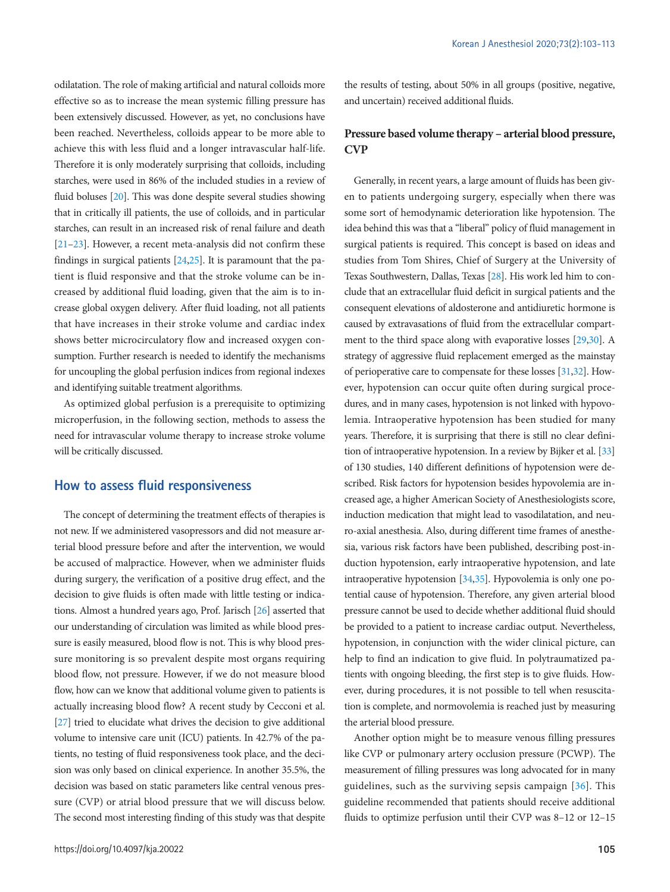odilatation. The role of making artificial and natural colloids more effective so as to increase the mean systemic filling pressure has been extensively discussed. However, as yet, no conclusions have been reached. Nevertheless, colloids appear to be more able to achieve this with less fluid and a longer intravascular half-life. Therefore it is only moderately surprising that colloids, including starches, were used in 86% of the included studies in a review of fluid boluses [20]. This was done despite several studies showing that in critically ill patients, the use of colloids, and in particular starches, can result in an increased risk of renal failure and death [21–23]. However, a recent meta-analysis did not confirm these findings in surgical patients [24,25]. It is paramount that the patient is fluid responsive and that the stroke volume can be increased by additional fluid loading, given that the aim is to increase global oxygen delivery. After fluid loading, not all patients that have increases in their stroke volume and cardiac index shows better microcirculatory flow and increased oxygen consumption. Further research is needed to identify the mechanisms for uncoupling the global perfusion indices from regional indexes and identifying suitable treatment algorithms.

As optimized global perfusion is a prerequisite to optimizing microperfusion, in the following section, methods to assess the need for intravascular volume therapy to increase stroke volume will be critically discussed.

## How to assess fluid responsiveness

The concept of determining the treatment effects of therapies is not new. If we administered vasopressors and did not measure arterial blood pressure before and after the intervention, we would be accused of malpractice. However, when we administer fluids during surgery, the verification of a positive drug effect, and the decision to give fluids is often made with little testing or indications. Almost a hundred years ago, Prof. Jarisch [26] asserted that our understanding of circulation was limited as while blood pressure is easily measured, blood flow is not. This is why blood pressure monitoring is so prevalent despite most organs requiring blood flow, not pressure. However, if we do not measure blood flow, how can we know that additional volume given to patients is actually increasing blood flow? A recent study by Cecconi et al. [27] tried to elucidate what drives the decision to give additional volume to intensive care unit (ICU) patients. In 42.7% of the patients, no testing of fluid responsiveness took place, and the decision was only based on clinical experience. In another 35.5%, the decision was based on static parameters like central venous pressure (CVP) or atrial blood pressure that we will discuss below. The second most interesting finding of this study was that despite the results of testing, about 50% in all groups (positive, negative, and uncertain) received additional fluids.

### Pressure based volume therapy – arterial blood pressure, CVP

Generally, in recent years, a large amount of fluids has been given to patients undergoing surgery, especially when there was some sort of hemodynamic deterioration like hypotension. The idea behind this was that a "liberal" policy of fluid management in surgical patients is required. This concept is based on ideas and studies from Tom Shires, Chief of Surgery at the University of Texas Southwestern, Dallas, Texas [28]. His work led him to conclude that an extracellular fluid deficit in surgical patients and the consequent elevations of aldosterone and antidiuretic hormone is caused by extravasations of fluid from the extracellular compartment to the third space along with evaporative losses [29,30]. A strategy of aggressive fluid replacement emerged as the mainstay of perioperative care to compensate for these losses [31,32]. However, hypotension can occur quite often during surgical procedures, and in many cases, hypotension is not linked with hypovolemia. Intraoperative hypotension has been studied for many years. Therefore, it is surprising that there is still no clear definition of intraoperative hypotension. In a review by Bijker et al. [33] of 130 studies, 140 different definitions of hypotension were described. Risk factors for hypotension besides hypovolemia are increased age, a higher American Society of Anesthesiologists score, induction medication that might lead to vasodilatation, and neuro-axial anesthesia. Also, during different time frames of anesthesia, various risk factors have been published, describing post-induction hypotension, early intraoperative hypotension, and late intraoperative hypotension [34,35]. Hypovolemia is only one potential cause of hypotension. Therefore, any given arterial blood pressure cannot be used to decide whether additional fluid should be provided to a patient to increase cardiac output. Nevertheless, hypotension, in conjunction with the wider clinical picture, can help to find an indication to give fluid. In polytraumatized patients with ongoing bleeding, the first step is to give fluids. However, during procedures, it is not possible to tell when resuscitation is complete, and normovolemia is reached just by measuring the arterial blood pressure.

Another option might be to measure venous filling pressures like CVP or pulmonary artery occlusion pressure (PCWP). The measurement of filling pressures was long advocated for in many guidelines, such as the surviving sepsis campaign [36]. This guideline recommended that patients should receive additional fluids to optimize perfusion until their CVP was 8–12 or 12–15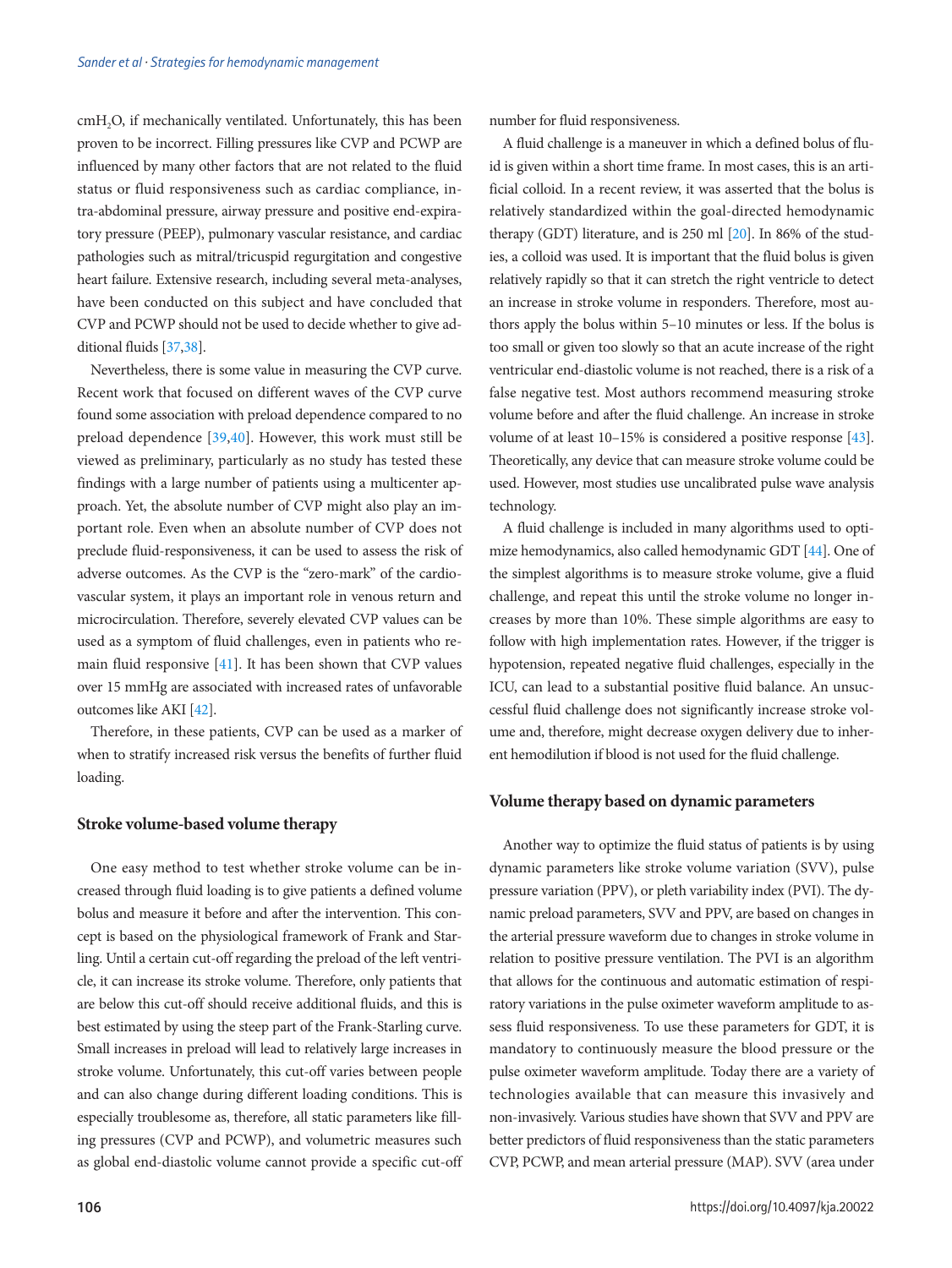$cmH_2O$, if mechanically ventilated. Unfortunately, this has been proven to be incorrect. Filling pressures like CVP and PCWP are influenced by many other factors that are not related to the fluid status or fluid responsiveness such as cardiac compliance, intra-abdominal pressure, airway pressure and positive end-expiratory pressure (PEEP), pulmonary vascular resistance, and cardiac pathologies such as mitral/tricuspid regurgitation and congestive heart failure. Extensive research, including several meta-analyses, have been conducted on this subject and have concluded that CVP and PCWP should not be used to decide whether to give additional fluids [37,38].

Nevertheless, there is some value in measuring the CVP curve. Recent work that focused on different waves of the CVP curve found some association with preload dependence compared to no preload dependence [39,40]. However, this work must still be viewed as preliminary, particularly as no study has tested these findings with a large number of patients using a multicenter approach. Yet, the absolute number of CVP might also play an important role. Even when an absolute number of CVP does not preclude fluid-responsiveness, it can be used to assess the risk of adverse outcomes. As the CVP is the "zero-mark" of the cardiovascular system, it plays an important role in venous return and microcirculation. Therefore, severely elevated CVP values can be used as a symptom of fluid challenges, even in patients who remain fluid responsive [41]. It has been shown that CVP values over 15 mmHg are associated with increased rates of unfavorable outcomes like AKI [42].

Therefore, in these patients, CVP can be used as a marker of when to stratify increased risk versus the benefits of further fluid loading.

## Stroke volume-based volume therapy

One easy method to test whether stroke volume can be increased through fluid loading is to give patients a defined volume bolus and measure it before and after the intervention. This concept is based on the physiological framework of Frank and Starling. Until a certain cut-off regarding the preload of the left ventricle, it can increase its stroke volume. Therefore, only patients that are below this cut-off should receive additional fluids, and this is best estimated by using the steep part of the Frank-Starling curve. Small increases in preload will lead to relatively large increases in stroke volume. Unfortunately, this cut-off varies between people and can also change during different loading conditions. This is especially troublesome as, therefore, all static parameters like filling pressures (CVP and PCWP), and volumetric measures such as global end-diastolic volume cannot provide a specific cut-off number for fluid responsiveness.

A fluid challenge is a maneuver in which a defined bolus of fluid is given within a short time frame. In most cases, this is an artificial colloid. In a recent review, it was asserted that the bolus is relatively standardized within the goal-directed hemodynamic therapy (GDT) literature, and is 250 ml [20]. In 86% of the studies, a colloid was used. It is important that the fluid bolus is given relatively rapidly so that it can stretch the right ventricle to detect an increase in stroke volume in responders. Therefore, most authors apply the bolus within 5–10 minutes or less. If the bolus is too small or given too slowly so that an acute increase of the right ventricular end-diastolic volume is not reached, there is a risk of a false negative test. Most authors recommend measuring stroke volume before and after the fluid challenge. An increase in stroke volume of at least 10–15% is considered a positive response [43]. Theoretically, any device that can measure stroke volume could be used. However, most studies use uncalibrated pulse wave analysis technology.

A fluid challenge is included in many algorithms used to optimize hemodynamics, also called hemodynamic GDT [44]. One of the simplest algorithms is to measure stroke volume, give a fluid challenge, and repeat this until the stroke volume no longer increases by more than 10%. These simple algorithms are easy to follow with high implementation rates. However, if the trigger is hypotension, repeated negative fluid challenges, especially in the ICU, can lead to a substantial positive fluid balance. An unsuccessful fluid challenge does not significantly increase stroke volume and, therefore, might decrease oxygen delivery due to inherent hemodilution if blood is not used for the fluid challenge.

## Volume therapy based on dynamic parameters

Another way to optimize the fluid status of patients is by using dynamic parameters like stroke volume variation (SVV), pulse pressure variation (PPV), or pleth variability index (PVI). The dynamic preload parameters, SVV and PPV, are based on changes in the arterial pressure waveform due to changes in stroke volume in relation to positive pressure ventilation. The PVI is an algorithm that allows for the continuous and automatic estimation of respiratory variations in the pulse oximeter waveform amplitude to assess fluid responsiveness. To use these parameters for GDT, it is mandatory to continuously measure the blood pressure or the pulse oximeter waveform amplitude. Today there are a variety of technologies available that can measure this invasively and non-invasively. Various studies have shown that SVV and PPV are better predictors of fluid responsiveness than the static parameters CVP, PCWP, and mean arterial pressure (MAP). SVV (area under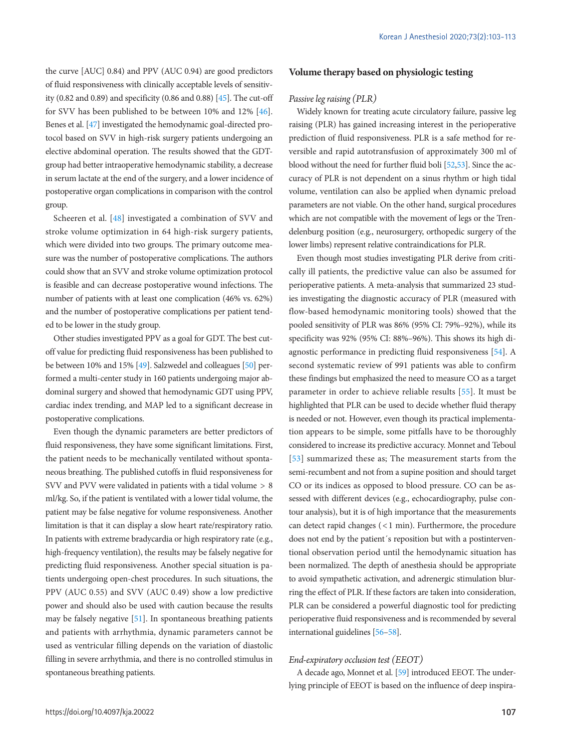the curve [AUC] 0.84) and PPV (AUC 0.94) are good predictors of fluid responsiveness with clinically acceptable levels of sensitivity (0.82 and 0.89) and specificity (0.86 and 0.88) [45]. The cut-off for SVV has been published to be between 10% and 12% [46]. Benes et al. [47] investigated the hemodynamic goal-directed protocol based on SVV in high-risk surgery patients undergoing an elective abdominal operation. The results showed that the GDT-group had better intraoperative hemodynamic stability, a decrease in serum lactate at the end of the surgery, and a lower incidence of postoperative organ complications in comparison with the control group.

Scheeren et al. [48] investigated a combination of SVV and stroke volume optimization in 64 high-risk surgery patients, which were divided into two groups. The primary outcome measure was the number of postoperative complications. The authors could show that an SVV and stroke volume optimization protocol is feasible and can decrease postoperative wound infections. The number of patients with at least one complication (46% vs. 62%) and the number of postoperative complications per patient tended to be lower in the study group.

Other studies investigated PPV as a goal for GDT. The best cutoff value for predicting fluid responsiveness has been published to be between 10% and 15% [49]. Salzwedel and colleagues [50] performed a multi-center study in 160 patients undergoing major abdominal surgery and showed that hemodynamic GDT using PPV, cardiac index trending, and MAP led to a significant decrease in postoperative complications.

Even though the dynamic parameters are better predictors of fluid responsiveness, they have some significant limitations. First, the patient needs to be mechanically ventilated without spontaneous breathing. The published cutoffs in fluid responsiveness for SVV and PVV were validated in patients with a tidal volume > 8 ml/kg. So, if the patient is ventilated with a lower tidal volume, the patient may be false negative for volume responsiveness. Another limitation is that it can display a slow heart rate/respiratory ratio. In patients with extreme bradycardia or high respiratory rate (e.g., high-frequency ventilation), the results may be falsely negative for predicting fluid responsiveness. Another special situation is patients undergoing open-chest procedures. In such situations, the PPV (AUC 0.55) and SVV (AUC 0.49) show a low predictive power and should also be used with caution because the results may be falsely negative [51]. In spontaneous breathing patients and patients with arrhythmia, dynamic parameters cannot be used as ventricular filling depends on the variation of diastolic filling in severe arrhythmia, and there is no controlled stimulus in spontaneous breathing patients.

## Volume therapy based on physiologic testing

### *Passive leg raising (PLR)*

Widely known for treating acute circulatory failure, passive leg raising (PLR) has gained increasing interest in the perioperative prediction of fluid responsiveness. PLR is a safe method for reversible and rapid autotransfusion of approximately 300 ml of blood without the need for further fluid boli [52,53]. Since the accuracy of PLR is not dependent on a sinus rhythm or high tidal volume, ventilation can also be applied when dynamic preload parameters are not viable. On the other hand, surgical procedures which are not compatible with the movement of legs or the Trendelenburg position (e.g., neurosurgery, orthopedic surgery of the lower limbs) represent relative contraindications for PLR.

Even though most studies investigating PLR derive from critically ill patients, the predictive value can also be assumed for perioperative patients. A meta-analysis that summarized 23 studies investigating the diagnostic accuracy of PLR (measured with flow-based hemodynamic monitoring tools) showed that the pooled sensitivity of PLR was 86% (95% CI: 79%–92%), while its specificity was 92% (95% CI: 88%–96%). This shows its high diagnostic performance in predicting fluid responsiveness [54]. A second systematic review of 991 patients was able to confirm these findings but emphasized the need to measure CO as a target parameter in order to achieve reliable results [55]. It must be highlighted that PLR can be used to decide whether fluid therapy is needed or not. However, even though its practical implementation appears to be simple, some pitfalls have to be thoroughly considered to increase its predictive accuracy. Monnet and Teboul [53] summarized these as; The measurement starts from the semi-recumbent and not from a supine position and should target CO or its indices as opposed to blood pressure. CO can be assessed with different devices (e.g., echocardiography, pulse contour analysis), but it is of high importance that the measurements can detect rapid changes (< 1 min). Furthermore, the procedure does not end by the patient´s reposition but with a postinterventional observation period until the hemodynamic situation has been normalized. The depth of anesthesia should be appropriate to avoid sympathetic activation, and adrenergic stimulation blurring the effect of PLR. If these factors are taken into consideration, PLR can be considered a powerful diagnostic tool for predicting perioperative fluid responsiveness and is recommended by several international guidelines [56–58].

### *End-expiratory occlusion test (EEOT)*

A decade ago, Monnet et al. [59] introduced EEOT. The underlying principle of EEOT is based on the influence of deep inspira-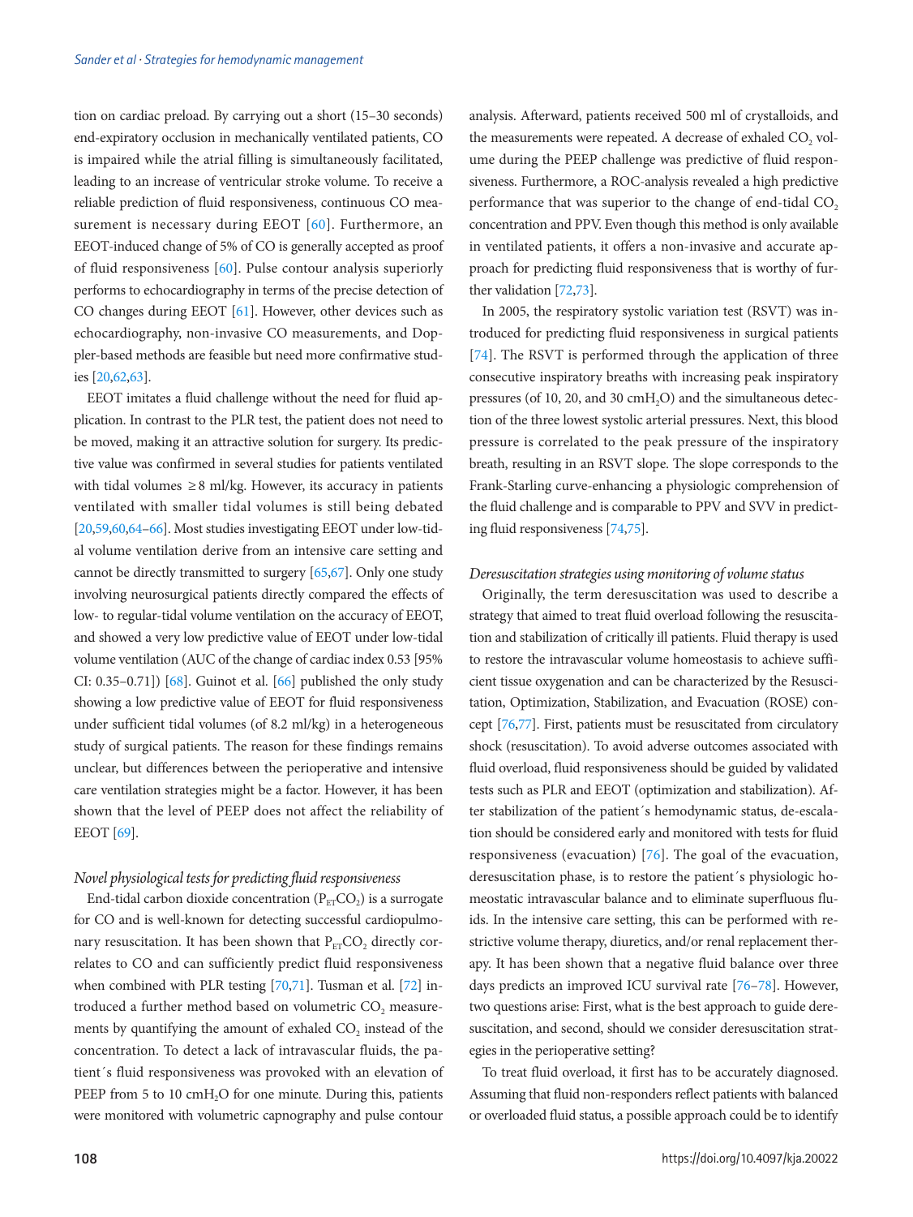tion on cardiac preload. By carrying out a short (15–30 seconds) end-expiratory occlusion in mechanically ventilated patients, CO is impaired while the atrial filling is simultaneously facilitated, leading to an increase of ventricular stroke volume. To receive a reliable prediction of fluid responsiveness, continuous CO measurement is necessary during EEOT [60]. Furthermore, an EEOT-induced change of 5% of CO is generally accepted as proof of fluid responsiveness [60]. Pulse contour analysis superiorly performs to echocardiography in terms of the precise detection of CO changes during EEOT [61]. However, other devices such as echocardiography, non-invasive CO measurements, and Doppler-based methods are feasible but need more confirmative studies [20,62,63].

EEOT imitates a fluid challenge without the need for fluid application. In contrast to the PLR test, the patient does not need to be moved, making it an attractive solution for surgery. Its predictive value was confirmed in several studies for patients ventilated with tidal volumes ≥ 8 ml/kg. However, its accuracy in patients ventilated with smaller tidal volumes is still being debated [20,59,60,64–66]. Most studies investigating EEOT under low-tidal volume ventilation derive from an intensive care setting and cannot be directly transmitted to surgery [65,67]. Only one study involving neurosurgical patients directly compared the effects of low- to regular-tidal volume ventilation on the accuracy of EEOT, and showed a very low predictive value of EEOT under low-tidal volume ventilation (AUC of the change of cardiac index 0.53 [95% CI: 0.35–0.71]) [68]. Guinot et al. [66] published the only study showing a low predictive value of EEOT for fluid responsiveness under sufficient tidal volumes (of 8.2 ml/kg) in a heterogeneous study of surgical patients. The reason for these findings remains unclear, but differences between the perioperative and intensive care ventilation strategies might be a factor. However, it has been shown that the level of PEEP does not affect the reliability of EEOT [69].

*Novel physiological tests for predicting fluid responsiveness*

End-tidal carbon dioxide concentration ($P_{ET}CO_2$) is a surrogate for CO and is well-known for detecting successful cardiopulmonary resuscitation. It has been shown that $P_{ET}CO_2$ directly correlates to CO and can sufficiently predict fluid responsiveness when combined with PLR testing [70,71]. Tusman et al. [72] introduced a further method based on volumetric $CO_2$ measurements by quantifying the amount of exhaled $CO_2$ instead of the concentration. To detect a lack of intravascular fluids, the patient´s fluid responsiveness was provoked with an elevation of PEEP from 5 to 10 $cmH_2O$ for one minute. During this, patients were monitored with volumetric capnography and pulse contour analysis. Afterward, patients received 500 ml of crystalloids, and the measurements were repeated. A decrease of exhaled $CO_2$ volume during the PEEP challenge was predictive of fluid responsiveness. Furthermore, a ROC-analysis revealed a high predictive performance that was superior to the change of end-tidal $CO_2$ concentration and PPV. Even though this method is only available in ventilated patients, it offers a non-invasive and accurate approach for predicting fluid responsiveness that is worthy of further validation [72,73].

In 2005, the respiratory systolic variation test (RSVT) was introduced for predicting fluid responsiveness in surgical patients [74]. The RSVT is performed through the application of three consecutive inspiratory breaths with increasing peak inspiratory pressures (of 10, 20, and 30 $cmH_2O$) and the simultaneous detection of the three lowest systolic arterial pressures. Next, this blood pressure is correlated to the peak pressure of the inspiratory breath, resulting in an RSVT slope. The slope corresponds to the Frank-Starling curve-enhancing a physiologic comprehension of the fluid challenge and is comparable to PPV and SVV in predicting fluid responsiveness [74,75].

*Deresuscitation strategies using monitoring of volume status*

Originally, the term deresuscitation was used to describe a strategy that aimed to treat fluid overload following the resuscitation and stabilization of critically ill patients. Fluid therapy is used to restore the intravascular volume homeostasis to achieve sufficient tissue oxygenation and can be characterized by the Resuscitation, Optimization, Stabilization, and Evacuation (ROSE) concept [76,77]. First, patients must be resuscitated from circulatory shock (resuscitation). To avoid adverse outcomes associated with fluid overload, fluid responsiveness should be guided by validated tests such as PLR and EEOT (optimization and stabilization). After stabilization of the patient´s hemodynamic status, de-escalation should be considered early and monitored with tests for fluid responsiveness (evacuation) [76]. The goal of the evacuation, deresuscitation phase, is to restore the patient´s physiologic homeostatic intravascular balance and to eliminate superfluous fluids. In the intensive care setting, this can be performed with restrictive volume therapy, diuretics, and/or renal replacement therapy. It has been shown that a negative fluid balance over three days predicts an improved ICU survival rate [76–78]. However, two questions arise: First, what is the best approach to guide deresuscitation, and second, should we consider deresuscitation strategies in the perioperative setting?

To treat fluid overload, it first has to be accurately diagnosed. Assuming that fluid non-responders reflect patients with balanced or overloaded fluid status, a possible approach could be to identify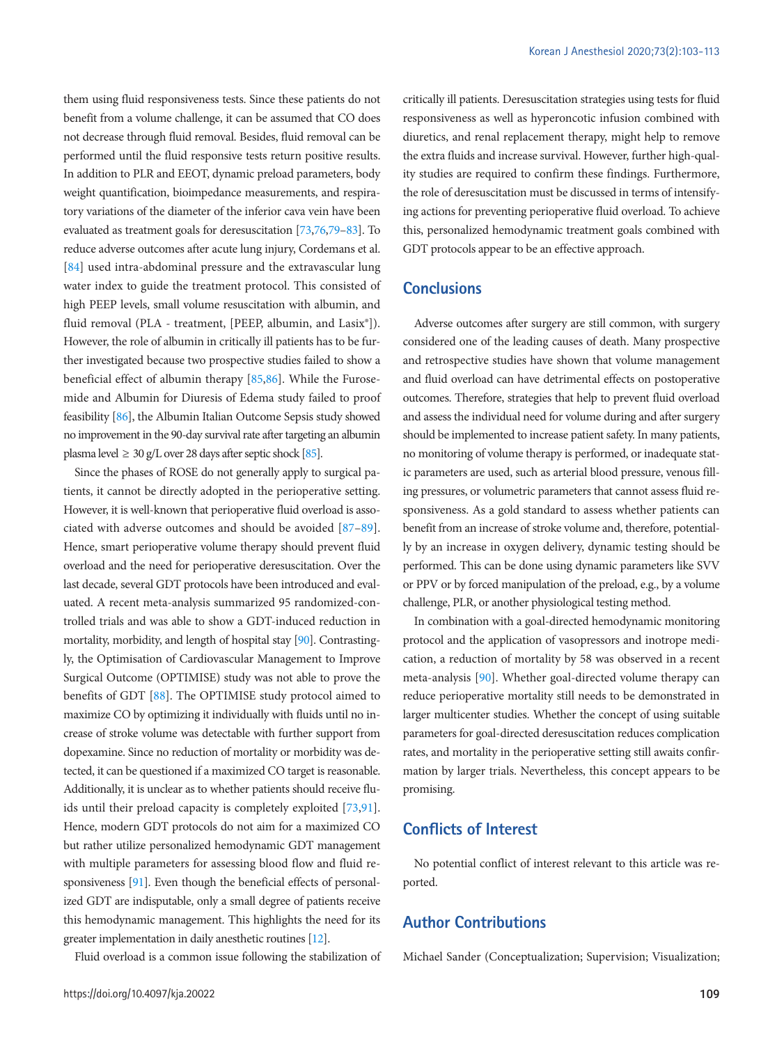them using fluid responsiveness tests. Since these patients do not benefit from a volume challenge, it can be assumed that CO does not decrease through fluid removal. Besides, fluid removal can be performed until the fluid responsive tests return positive results. In addition to PLR and EEOT, dynamic preload parameters, body weight quantification, bioimpedance measurements, and respiratory variations of the diameter of the inferior cava vein have been evaluated as treatment goals for deresuscitation [73,76,79–83]. To reduce adverse outcomes after acute lung injury, Cordemans et al. [84] used intra-abdominal pressure and the extravascular lung water index to guide the treatment protocol. This consisted of high PEEP levels, small volume resuscitation with albumin, and fluid removal (PLA - treatment, [PEEP, albumin, and Lasix®]). However, the role of albumin in critically ill patients has to be further investigated because two prospective studies failed to show a beneficial effect of albumin therapy [85,86]. While the Furosemide and Albumin for Diuresis of Edema study failed to proof feasibility [86], the Albumin Italian Outcome Sepsis study showed no improvement in the 90-day survival rate after targeting an albumin plasma level ≥ 30 g/L over 28 days after septic shock [85].

Since the phases of ROSE do not generally apply to surgical patients, it cannot be directly adopted in the perioperative setting. However, it is well-known that perioperative fluid overload is associated with adverse outcomes and should be avoided [87–89]. Hence, smart perioperative volume therapy should prevent fluid overload and the need for perioperative deresuscitation. Over the last decade, several GDT protocols have been introduced and evaluated. A recent meta-analysis summarized 95 randomized-controlled trials and was able to show a GDT-induced reduction in mortality, morbidity, and length of hospital stay [90]. Contrastingly, the Optimisation of Cardiovascular Management to Improve Surgical Outcome (OPTIMISE) study was not able to prove the benefits of GDT [88]. The OPTIMISE study protocol aimed to maximize CO by optimizing it individually with fluids until no increase of stroke volume was detectable with further support from dopexamine. Since no reduction of mortality or morbidity was detected, it can be questioned if a maximized CO target is reasonable. Additionally, it is unclear as to whether patients should receive fluids until their preload capacity is completely exploited [73,91]. Hence, modern GDT protocols do not aim for a maximized CO but rather utilize personalized hemodynamic GDT management with multiple parameters for assessing blood flow and fluid responsiveness [91]. Even though the beneficial effects of personalized GDT are indisputable, only a small degree of patients receive this hemodynamic management. This highlights the need for its greater implementation in daily anesthetic routines [12].

Fluid overload is a common issue following the stabilization of critically ill patients. Deresuscitation strategies using tests for fluid responsiveness as well as hyperoncotic infusion combined with diuretics, and renal replacement therapy, might help to remove the extra fluids and increase survival. However, further high-quality studies are required to confirm these findings. Furthermore, the role of deresuscitation must be discussed in terms of intensifying actions for preventing perioperative fluid overload. To achieve this, personalized hemodynamic treatment goals combined with GDT protocols appear to be an effective approach.

## Conclusions

Adverse outcomes after surgery are still common, with surgery considered one of the leading causes of death. Many prospective and retrospective studies have shown that volume management and fluid overload can have detrimental effects on postoperative outcomes. Therefore, strategies that help to prevent fluid overload and assess the individual need for volume during and after surgery should be implemented to increase patient safety. In many patients, no monitoring of volume therapy is performed, or inadequate static parameters are used, such as arterial blood pressure, venous filling pressures, or volumetric parameters that cannot assess fluid responsiveness. As a gold standard to assess whether patients can benefit from an increase of stroke volume and, therefore, potentially by an increase in oxygen delivery, dynamic testing should be performed. This can be done using dynamic parameters like SVV or PPV or by forced manipulation of the preload, e.g., by a volume challenge, PLR, or another physiological testing method.

In combination with a goal-directed hemodynamic monitoring protocol and the application of vasopressors and inotrope medication, a reduction of mortality by 58 was observed in a recent meta-analysis [90]. Whether goal-directed volume therapy can reduce perioperative mortality still needs to be demonstrated in larger multicenter studies. Whether the concept of using suitable parameters for goal-directed deresuscitation reduces complication rates, and mortality in the perioperative setting still awaits confirmation by larger trials. Nevertheless, this concept appears to be promising.

## Conflicts of Interest

No potential conflict of interest relevant to this article was reported.

## Author Contributions

Michael Sander (Conceptualization; Supervision; Visualization;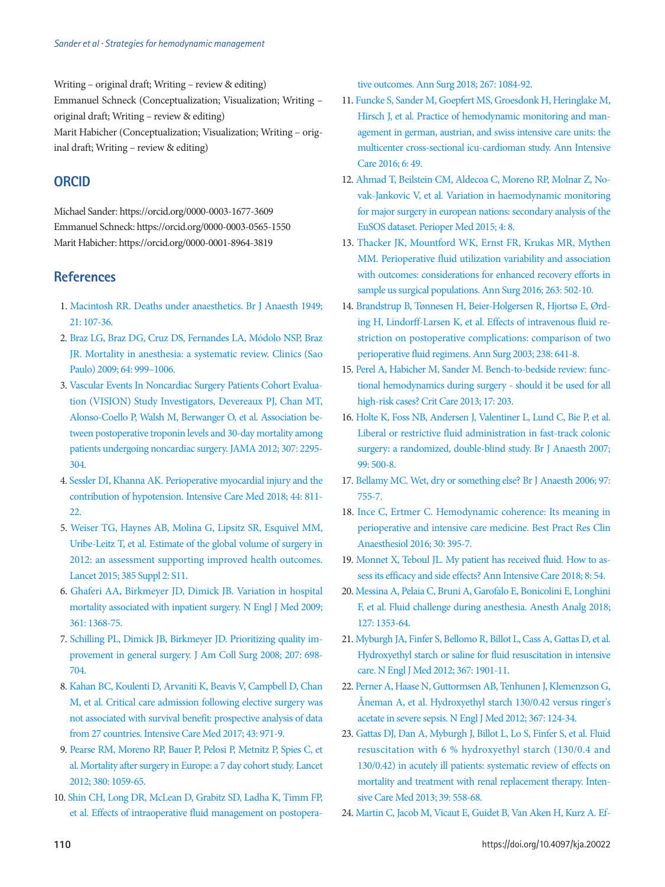Writing – original draft; Writing – review & editing)
Emmanuel Schneck (Conceptualization; Visualization; Writing – original draft; Writing – review & editing)
Marit Habicher (Conceptualization; Visualization; Writing – original draft; Writing – review & editing)

## ORCID

Michael Sander: https://orcid.org/0000-0003-1677-3609
Emmanuel Schneck: https://orcid.org/0000-0003-0565-1550
Marit Habicher: https://orcid.org/0000-0001-8964-3819

## References

1. Macintosh RR. Deaths under anaesthetics. Br J Anaesth 1949; 21: 107-36.
2. Braz LG, Braz DG, Cruz DS, Fernandes LA, Módolo NSP, Braz JR. Mortality in anesthesia: a systematic review. Clinics (Sao Paulo) 2009; 64: 999–1006.
3. Vascular Events In Noncardiac Surgery Patients Cohort Evaluation (VISION) Study Investigators, Devereaux PJ, Chan MT, Alonso-Coello P, Walsh M, Berwanger O, et al. Association between postoperative troponin levels and 30-day mortality among patients undergoing noncardiac surgery. JAMA 2012; 307: 2295-304.
4. Sessler DI, Khanna AK. Perioperative myocardial injury and the contribution of hypotension. Intensive Care Med 2018; 44: 811-22.
5. Weiser TG, Haynes AB, Molina G, Lipsitz SR, Esquivel MM, Uribe-Leitz T, et al. Estimate of the global volume of surgery in 2012: an assessment supporting improved health outcomes. Lancet 2015; 385 Suppl 2: S11.
6. Ghaferi AA, Birkmeyer JD, Dimick JB. Variation in hospital mortality associated with inpatient surgery. N Engl J Med 2009; 361: 1368-75.
7. Schilling PL, Dimick JB, Birkmeyer JD. Prioritizing quality improvement in general surgery. J Am Coll Surg 2008; 207: 698-704.
8. Kahan BC, Koulenti D, Arvaniti K, Beavis V, Campbell D, Chan M, et al. Critical care admission following elective surgery was not associated with survival benefit: prospective analysis of data from 27 countries. Intensive Care Med 2017; 43: 971-9.
9. Pearse RM, Moreno RP, Bauer P, Pelosi P, Metnitz P, Spies C, et al. Mortality after surgery in Europe: a 7 day cohort study. Lancet 2012; 380: 1059-65.
10. Shin CH, Long DR, McLean D, Grabitz SD, Ladha K, Timm FP, et al. Effects of intraoperative fluid management on postoperative outcomes. Ann Surg 2018; 267: 1084-92.
11. Funcke S, Sander M, Goepfert MS, Groesdonk H, Heringlake M, Hirsch J, et al. Practice of hemodynamic monitoring and management in german, austrian, and swiss intensive care units: the multicenter cross-sectional icu-cardioman study. Ann Intensive Care 2016; 6: 49.
12. Ahmad T, Beilstein CM, Aldecoa C, Moreno RP, Molnar Z, Novak-Jankovic V, et al. Variation in haemodynamic monitoring for major surgery in european nations: secondary analysis of the EuSOS dataset. Perioper Med 2015; 4: 8.
13. Thacker JK, Mountford WK, Ernst FR, Krukas MR, Mythen MM. Perioperative fluid utilization variability and association with outcomes: considerations for enhanced recovery efforts in sample us surgical populations. Ann Surg 2016; 263: 502-10.
14. Brandstrup B, Tønnesen H, Beier-Holgersen R, Hjortsø E, Ørding H, Lindorff-Larsen K, et al. Effects of intravenous fluid restriction on postoperative complications: comparison of two perioperative fluid regimens. Ann Surg 2003; 238: 641-8.
15. Perel A, Habicher M, Sander M. Bench-to-bedside review: functional hemodynamics during surgery - should it be used for all high-risk cases? Crit Care 2013; 17: 203.
16. Holte K, Foss NB, Andersen J, Valentiner L, Lund C, Bie P, et al. Liberal or restrictive fluid administration in fast-track colonic surgery: a randomized, double-blind study. Br J Anaesth 2007; 99: 500-8.
17. Bellamy MC. Wet, dry or something else? Br J Anaesth 2006; 97: 755-7.
18. Ince C, Ertmer C. Hemodynamic coherence: Its meaning in perioperative and intensive care medicine. Best Pract Res Clin Anaesthesiol 2016; 30: 395-7.
19. Monnet X, Teboul JL. My patient has received fluid. How to assess its efficacy and side effects? Ann Intensive Care 2018; 8: 54.
20. Messina A, Pelaia C, Bruni A, Garofalo E, Bonicolini E, Longhini F, et al. Fluid challenge during anesthesia. Anesth Analg 2018; 127: 1353-64.
21. Myburgh JA, Finfer S, Bellomo R, Billot L, Cass A, Gattas D, et al. Hydroxyethyl starch or saline for fluid resuscitation in intensive care. N Engl J Med 2012; 367: 1901-11.
22. Perner A, Haase N, Guttormsen AB, Tenhunen J, Klemenzson G, Åneman A, et al. Hydroxyethyl starch 130/0.42 versus ringer's acetate in severe sepsis. N Engl J Med 2012; 367: 124-34.
23. Gattas DJ, Dan A, Myburgh J, Billot L, Lo S, Finfer S, et al. Fluid resuscitation with 6 % hydroxyethyl starch (130/0.4 and 130/0.42) in acutely ill patients: systematic review of effects on mortality and treatment with renal replacement therapy. Intensive Care Med 2013; 39: 558-68.
24. Martin C, Jacob M, Vicaut E, Guidet B, Van Aken H, Kurz A. Ef-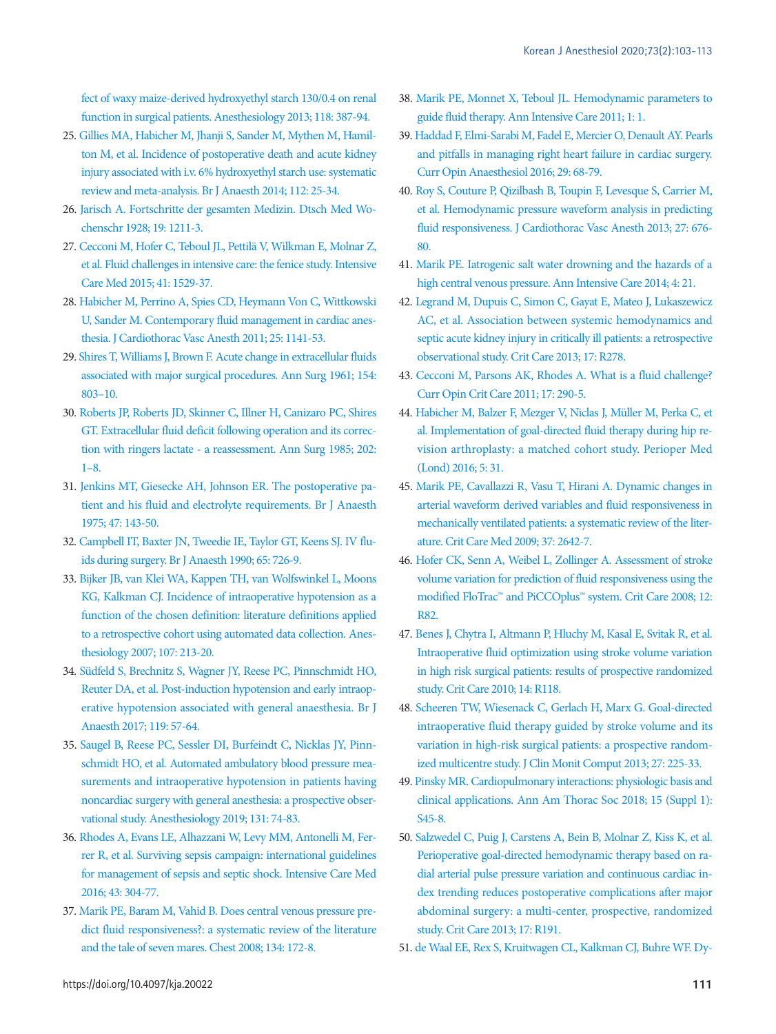fect of waxy maize-derived hydroxyethyl starch 130/0.4 on renal function in surgical patients. Anesthesiology 2013; 118: 387-94.

25. Gillies MA, Habicher M, Jhanji S, Sander M, Mythen M, Hamilton M, et al. Incidence of postoperative death and acute kidney injury associated with i.v. 6% hydroxyethyl starch use: systematic review and meta-analysis. Br J Anaesth 2014; 112: 25-34.
26. Jarisch A. Fortschritte der gesamten Medizin. Dtsch Med Wochenschr 1928; 19: 1211-3.
27. Cecconi M, Hofer C, Teboul JL, Pettilä V, Wilkman E, Molnar Z, et al. Fluid challenges in intensive care: the fenice study. Intensive Care Med 2015; 41: 1529-37.
28. Habicher M, Perrino A, Spies CD, Heymann Von C, Wittkowski U, Sander M. Contemporary fluid management in cardiac anesthesia. J Cardiothorac Vasc Anesth 2011; 25: 1141-53.
29. Shires T, Williams J, Brown F. Acute change in extracellular fluids associated with major surgical procedures. Ann Surg 1961; 154: 803–10.
30. Roberts JP, Roberts JD, Skinner C, Illner H, Canizaro PC, Shires GT. Extracellular fluid deficit following operation and its correction with ringers lactate - a reassessment. Ann Surg 1985; 202: 1–8.
31. Jenkins MT, Giesecke AH, Johnson ER. The postoperative patient and his fluid and electrolyte requirements. Br J Anaesth 1975; 47: 143-50.
32. Campbell IT, Baxter JN, Tweedie IE, Taylor GT, Keens SJ. IV fluids during surgery. Br J Anaesth 1990; 65: 726-9.
33. Bijker JB, van Klei WA, Kappen TH, van Wolfswinkel L, Moons KG, Kalkman CJ. Incidence of intraoperative hypotension as a function of the chosen definition: literature definitions applied to a retrospective cohort using automated data collection. Anesthesiology 2007; 107: 213-20.
34. Südfeld S, Brechnitz S, Wagner JY, Reese PC, Pinnschmidt HO, Reuter DA, et al. Post-induction hypotension and early intraoperative hypotension associated with general anaesthesia. Br J Anaesth 2017; 119: 57-64.
35. Saugel B, Reese PC, Sessler DI, Burfeindt C, Nicklas JY, Pinnschmidt HO, et al. Automated ambulatory blood pressure measurements and intraoperative hypotension in patients having noncardiac surgery with general anesthesia: a prospective observational study. Anesthesiology 2019; 131: 74-83.
36. Rhodes A, Evans LE, Alhazzani W, Levy MM, Antonelli M, Ferrer R, et al. Surviving sepsis campaign: international guidelines for management of sepsis and septic shock. Intensive Care Med 2016; 43: 304-77.
37. Marik PE, Baram M, Vahid B. Does central venous pressure predict fluid responsiveness?: a systematic review of the literature and the tale of seven mares. Chest 2008; 134: 172-8.
38. Marik PE, Monnet X, Teboul JL. Hemodynamic parameters to guide fluid therapy. Ann Intensive Care 2011; 1: 1.
39. Haddad F, Elmi-Sarabi M, Fadel E, Mercier O, Denault AY. Pearls and pitfalls in managing right heart failure in cardiac surgery. Curr Opin Anaesthesiol 2016; 29: 68-79.
40. Roy S, Couture P, Qizilbash B, Toupin F, Levesque S, Carrier M, et al. Hemodynamic pressure waveform analysis in predicting fluid responsiveness. J Cardiothorac Vasc Anesth 2013; 27: 676-80.
41. Marik PE. Iatrogenic salt water drowning and the hazards of a high central venous pressure. Ann Intensive Care 2014; 4: 21.
42. Legrand M, Dupuis C, Simon C, Gayat E, Mateo J, Lukaszewicz AC, et al. Association between systemic hemodynamics and septic acute kidney injury in critically ill patients: a retrospective observational study. Crit Care 2013; 17: R278.
43. Cecconi M, Parsons AK, Rhodes A. What is a fluid challenge? Curr Opin Crit Care 2011; 17: 290-5.
44. Habicher M, Balzer F, Mezger V, Niclas J, Müller M, Perka C, et al. Implementation of goal-directed fluid therapy during hip revision arthroplasty: a matched cohort study. Perioper Med (Lond) 2016; 5: 31.
45. Marik PE, Cavallazzi R, Vasu T, Hirani A. Dynamic changes in arterial waveform derived variables and fluid responsiveness in mechanically ventilated patients: a systematic review of the literature. Crit Care Med 2009; 37: 2642-7.
46. Hofer CK, Senn A, Weibel L, Zollinger A. Assessment of stroke volume variation for prediction of fluid responsiveness using the modified FloTrac™ and PiCCOplus™ system. Crit Care 2008; 12: R82.
47. Benes J, Chytra I, Altmann P, Hluchy M, Kasal E, Svitak R, et al. Intraoperative fluid optimization using stroke volume variation in high risk surgical patients: results of prospective randomized study. Crit Care 2010; 14: R118.
48. Scheeren TW, Wiesenack C, Gerlach H, Marx G. Goal-directed intraoperative fluid therapy guided by stroke volume and its variation in high-risk surgical patients: a prospective randomized multicentre study. J Clin Monit Comput 2013; 27: 225-33.
49. Pinsky MR. Cardiopulmonary interactions: physiologic basis and clinical applications. Ann Am Thorac Soc 2018; 15 (Suppl 1): S45-8.
50. Salzwedel C, Puig J, Carstens A, Bein B, Molnar Z, Kiss K, et al. Perioperative goal-directed hemodynamic therapy based on radial arterial pulse pressure variation and continuous cardiac index trending reduces postoperative complications after major abdominal surgery: a multi-center, prospective, randomized study. Crit Care 2013; 17: R191.
51. de Waal EE, Rex S, Kruitwagen CL, Kalkman CJ, Buhre WF. Dy-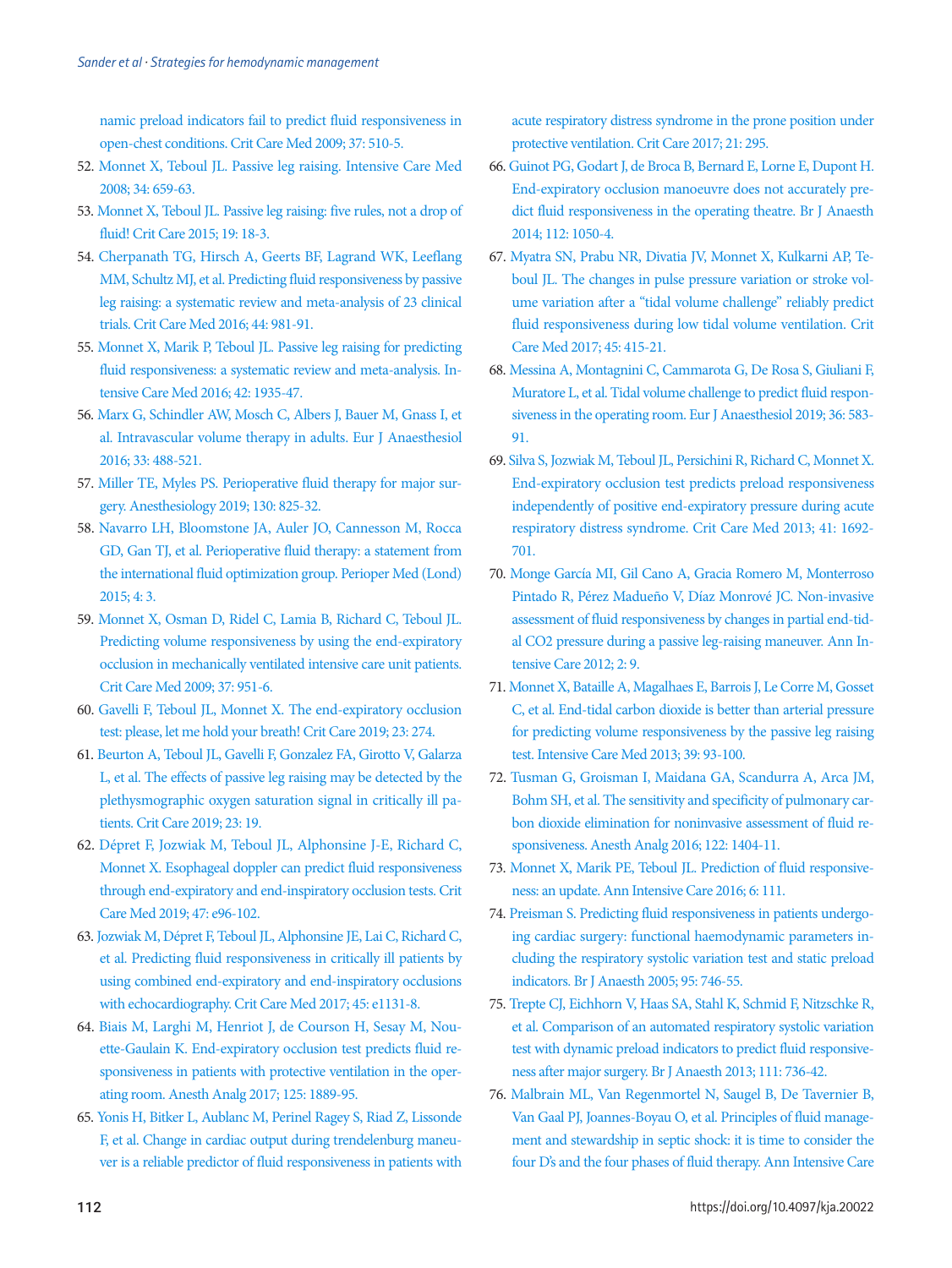namic preload indicators fail to predict fluid responsiveness in open-chest conditions. Crit Care Med 2009; 37: 510-5.

52. Monnet X, Teboul JL. Passive leg raising. Intensive Care Med 2008; 34: 659-63.
53. Monnet X, Teboul JL. Passive leg raising: five rules, not a drop of fluid! Crit Care 2015; 19: 18-3.
54. Cherpanath TG, Hirsch A, Geerts BF, Lagrand WK, Leeflang MM, Schultz MJ, et al. Predicting fluid responsiveness by passive leg raising: a systematic review and meta-analysis of 23 clinical trials. Crit Care Med 2016; 44: 981-91.
55. Monnet X, Marik P, Teboul JL. Passive leg raising for predicting fluid responsiveness: a systematic review and meta-analysis. Intensive Care Med 2016; 42: 1935-47.
56. Marx G, Schindler AW, Mosch C, Albers J, Bauer M, Gnass I, et al. Intravascular volume therapy in adults. Eur J Anaesthesiol 2016; 33: 488-521.
57. Miller TE, Myles PS. Perioperative fluid therapy for major surgery. Anesthesiology 2019; 130: 825-32.
58. Navarro LH, Bloomstone JA, Auler JO, Cannesson M, Rocca GD, Gan TJ, et al. Perioperative fluid therapy: a statement from the international fluid optimization group. Perioper Med (Lond) 2015; 4: 3.
59. Monnet X, Osman D, Ridel C, Lamia B, Richard C, Teboul JL. Predicting volume responsiveness by using the end-expiratory occlusion in mechanically ventilated intensive care unit patients. Crit Care Med 2009; 37: 951-6.
60. Gavelli F, Teboul JL, Monnet X. The end-expiratory occlusion test: please, let me hold your breath! Crit Care 2019; 23: 274.
61. Beurton A, Teboul JL, Gavelli F, Gonzalez FA, Girotto V, Galarza L, et al. The effects of passive leg raising may be detected by the plethysmographic oxygen saturation signal in critically ill patients. Crit Care 2019; 23: 19.
62. Dépret F, Jozwiak M, Teboul JL, Alphonsine J-E, Richard C, Monnet X. Esophageal doppler can predict fluid responsiveness through end-expiratory and end-inspiratory occlusion tests. Crit Care Med 2019; 47: e96-102.
63. Jozwiak M, Dépret F, Teboul JL, Alphonsine JE, Lai C, Richard C, et al. Predicting fluid responsiveness in critically ill patients by using combined end-expiratory and end-inspiratory occlusions with echocardiography. Crit Care Med 2017; 45: e1131-8.
64. Biais M, Larghi M, Henriot J, de Courson H, Sesay M, Nouette-Gaulain K. End-expiratory occlusion test predicts fluid responsiveness in patients with protective ventilation in the operating room. Anesth Analg 2017; 125: 1889-95.
65. Yonis H, Bitker L, Aublanc M, Perinel Ragey S, Riad Z, Lissonde F, et al. Change in cardiac output during trendelenburg maneuver is a reliable predictor of fluid responsiveness in patients with acute respiratory distress syndrome in the prone position under protective ventilation. Crit Care 2017; 21: 295.
66. Guinot PG, Godart J, de Broca B, Bernard E, Lorne E, Dupont H. End-expiratory occlusion manoeuvre does not accurately predict fluid responsiveness in the operating theatre. Br J Anaesth 2014; 112: 1050-4.
67. Myatra SN, Prabu NR, Divatia JV, Monnet X, Kulkarni AP, Teboul JL. The changes in pulse pressure variation or stroke volume variation after a “tidal volume challenge” reliably predict fluid responsiveness during low tidal volume ventilation. Crit Care Med 2017; 45: 415-21.
68. Messina A, Montagnini C, Cammarota G, De Rosa S, Giuliani F, Muratore L, et al. Tidal volume challenge to predict fluid responsiveness in the operating room. Eur J Anaesthesiol 2019; 36: 583-91.
69. Silva S, Jozwiak M, Teboul JL, Persichini R, Richard C, Monnet X. End-expiratory occlusion test predicts preload responsiveness independently of positive end-expiratory pressure during acute respiratory distress syndrome. Crit Care Med 2013; 41: 1692-701.
70. Monge García MI, Gil Cano A, Gracia Romero M, Monterroso Pintado R, Pérez Madueño V, Díaz Monrové JC. Non-invasive assessment of fluid responsiveness by changes in partial end-tidal CO2 pressure during a passive leg-raising maneuver. Ann Intensive Care 2012; 2: 9.
71. Monnet X, Bataille A, Magalhaes E, Barrois J, Le Corre M, Gosset C, et al. End-tidal carbon dioxide is better than arterial pressure for predicting volume responsiveness by the passive leg raising test. Intensive Care Med 2013; 39: 93-100.
72. Tusman G, Groisman I, Maidana GA, Scandurra A, Arca JM, Bohm SH, et al. The sensitivity and specificity of pulmonary carbon dioxide elimination for noninvasive assessment of fluid responsiveness. Anesth Analg 2016; 122: 1404-11.
73. Monnet X, Marik PE, Teboul JL. Prediction of fluid responsiveness: an update. Ann Intensive Care 2016; 6: 111.
74. Preisman S. Predicting fluid responsiveness in patients undergoing cardiac surgery: functional haemodynamic parameters including the respiratory systolic variation test and static preload indicators. Br J Anaesth 2005; 95: 746-55.
75. Trepte CJ, Eichhorn V, Haas SA, Stahl K, Schmid F, Nitzschke R, et al. Comparison of an automated respiratory systolic variation test with dynamic preload indicators to predict fluid responsiveness after major surgery. Br J Anaesth 2013; 111: 736-42.
76. Malbrain ML, Van Regenmortel N, Saugel B, De Tavernier B, Van Gaal PJ, Joannes-Boyau O, et al. Principles of fluid management and stewardship in septic shock: it is time to consider the four D's and the four phases of fluid therapy. Ann Intensive Care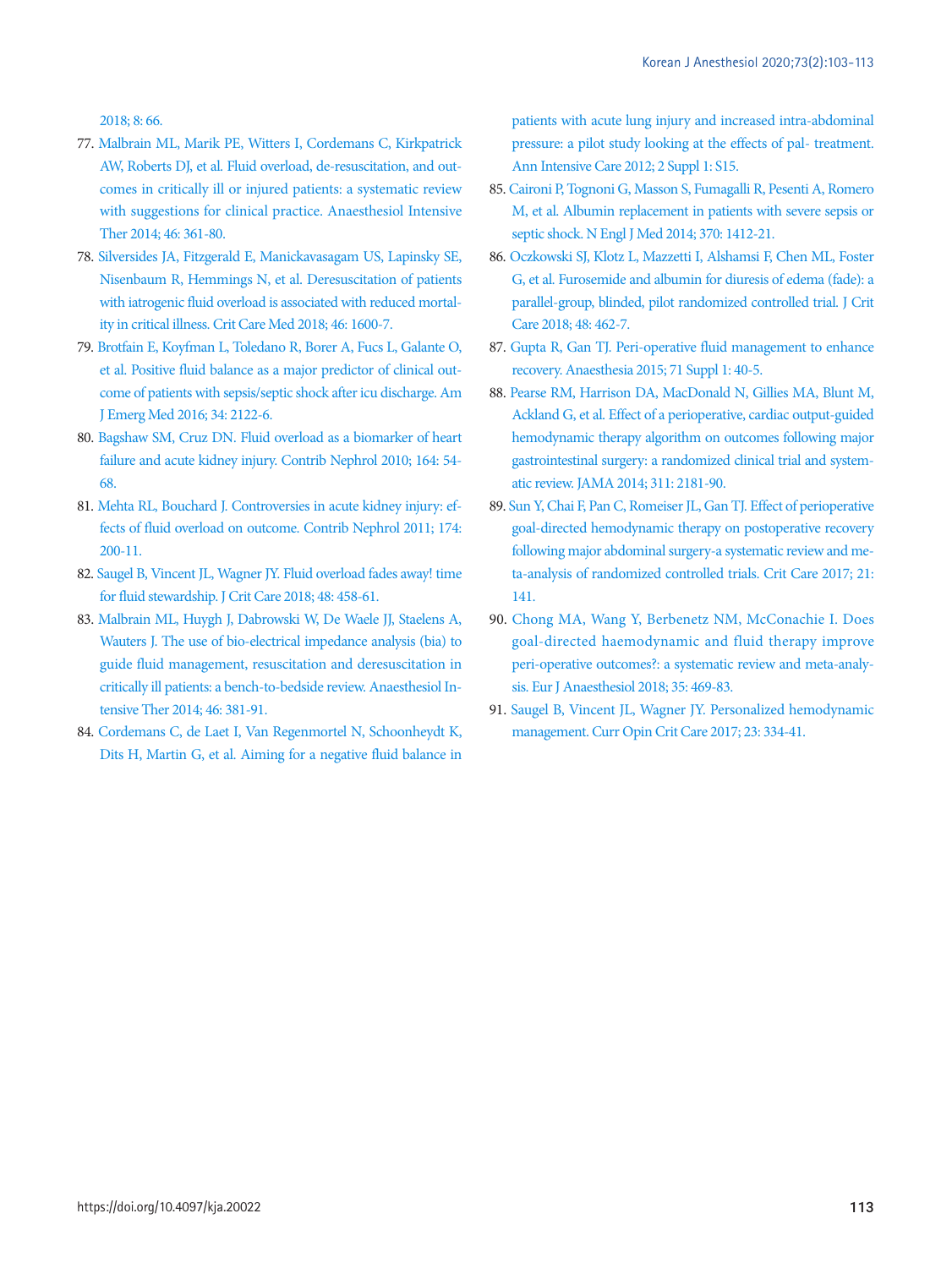2018; 8: 66.

77. Malbrain ML, Marik PE, Witters I, Cordemans C, Kirkpatrick AW, Roberts DJ, et al. Fluid overload, de-resuscitation, and outcomes in critically ill or injured patients: a systematic review with suggestions for clinical practice. Anaesthesiol Intensive Ther 2014; 46: 361-80.
78. Silversides JA, Fitzgerald E, Manickavasagam US, Lapinsky SE, Nisenbaum R, Hemmings N, et al. Deresuscitation of patients with iatrogenic fluid overload is associated with reduced mortality in critical illness. Crit Care Med 2018; 46: 1600-7.
79. Brotfain E, Koyfman L, Toledano R, Borer A, Fucs L, Galante O, et al. Positive fluid balance as a major predictor of clinical outcome of patients with sepsis/septic shock after icu discharge. Am J Emerg Med 2016; 34: 2122-6.
80. Bagshaw SM, Cruz DN. Fluid overload as a biomarker of heart failure and acute kidney injury. Contrib Nephrol 2010; 164: 54-68.
81. Mehta RL, Bouchard J. Controversies in acute kidney injury: effects of fluid overload on outcome. Contrib Nephrol 2011; 174: 200-11.
82. Saugel B, Vincent JL, Wagner JY. Fluid overload fades away! time for fluid stewardship. J Crit Care 2018; 48: 458-61.
83. Malbrain ML, Huygh J, Dabrowski W, De Waele JJ, Staelens A, Wauters J. The use of bio-electrical impedance analysis (bia) to guide fluid management, resuscitation and deresuscitation in critically ill patients: a bench-to-bedside review. Anaesthesiol Intensive Ther 2014; 46: 381-91.
84. Cordemans C, de Laet I, Van Regenmortel N, Schoonheydt K, Dits H, Martin G, et al. Aiming for a negative fluid balance in patients with acute lung injury and increased intra-abdominal pressure: a pilot study looking at the effects of pal- treatment. Ann Intensive Care 2012; 2 Suppl 1: S15.
85. Caironi P, Tognoni G, Masson S, Fumagalli R, Pesenti A, Romero M, et al. Albumin replacement in patients with severe sepsis or septic shock. N Engl J Med 2014; 370: 1412-21.
86. Oczkowski SJ, Klotz L, Mazzetti I, Alshamsi F, Chen ML, Foster G, et al. Furosemide and albumin for diuresis of edema (fade): a parallel-group, blinded, pilot randomized controlled trial. J Crit Care 2018; 48: 462-7.
87. Gupta R, Gan TJ. Peri-operative fluid management to enhance recovery. Anaesthesia 2015; 71 Suppl 1: 40-5.
88. Pearse RM, Harrison DA, MacDonald N, Gillies MA, Blunt M, Ackland G, et al. Effect of a perioperative, cardiac output-guided hemodynamic therapy algorithm on outcomes following major gastrointestinal surgery: a randomized clinical trial and systematic review. JAMA 2014; 311: 2181-90.
89. Sun Y, Chai F, Pan C, Romeiser JL, Gan TJ. Effect of perioperative goal-directed hemodynamic therapy on postoperative recovery following major abdominal surgery-a systematic review and meta-analysis of randomized controlled trials. Crit Care 2017; 21: 141.
90. Chong MA, Wang Y, Berbenetz NM, McConachie I. Does goal-directed haemodynamic and fluid therapy improve peri-operative outcomes?: a systematic review and meta-analysis. Eur J Anaesthesiol 2018; 35: 469-83.
91. Saugel B, Vincent JL, Wagner JY. Personalized hemodynamic management. Curr Opin Crit Care 2017; 23: 334-41.